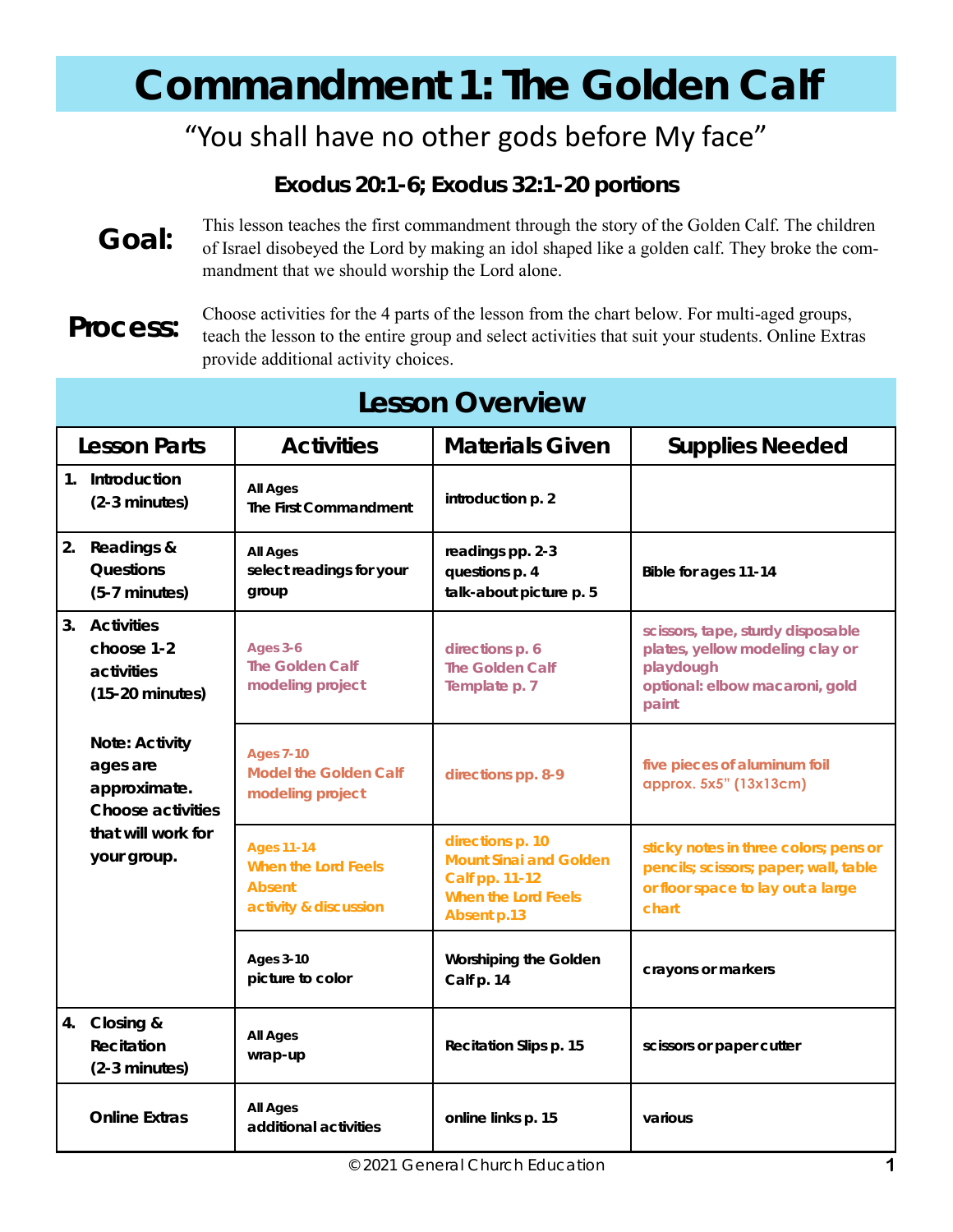# Commandment 1: The Golden Calf

"You shall have no other gods before My face"

**Exodus 20:1-6; Exodus 32:1-20 portions**

**Goal:** This lesson teaches the first commandment through the story of the Golden Calf. The children of Israel disobeyed the Lord by making an idol shaped like a golden calf. They broke the commandment that we should worship the Lord alone.

**Process:** Choose activities for the 4 parts of the lesson from the chart below. For multi-aged groups, teach the lesson to the entire group and select activities that suit your students. Online Extras provide additional activity choices.

## Lesson Overview

| Lesson Parts | Activities | Materials Given | Supplies Needed |
|---|---|---|---|
| 1. Introduction (2-3 minutes) | All Ages<br>The First Commandment | introduction p. 2 | |
| 2. Readings & Questions (5-7 minutes) | All Ages<br>select readings for your group | readings pp. 2-3<br>questions p. 4<br>talk-about picture p. 5 | Bible for ages 11-14 |
| 3. Activities choose 1-2 activities (15-20 minutes)<br><br>Note: Activity ages are approximate. Choose activities that will work for your group. | Ages 3-6<br>The Golden Calf modeling project | directions p. 6<br>The Golden Calf Template p. 7 | scissors, tape, sturdy disposable plates, yellow modeling clay or playdough<br>optional: elbow macaroni, gold paint |
| | Ages 7-10<br>Model the Golden Calf modeling project | directions pp. 8-9 | five pieces of aluminum foil approx. 5x5" (13x13cm) |
| | Ages 11-14<br>When the Lord Feels Absent activity & discussion | directions p. 10<br>Mount Sinai and Golden Calf pp. 11-12<br>When the Lord Feels Absent p.13 | sticky notes in three colors; pens or pencils; scissors; paper; wall, table or floor space to lay out a large chart |
| | Ages 3-10<br>picture to color | Worshiping the Golden Calf p. 14 | crayons or markers |
| 4. Closing & Recitation (2-3 minutes) | All Ages<br>wrap-up | Recitation Slips p. 15 | scissors or paper cutter |
| Online Extras | All Ages<br>additional activities | online links p. 15 | various |

© 2021 General Church Education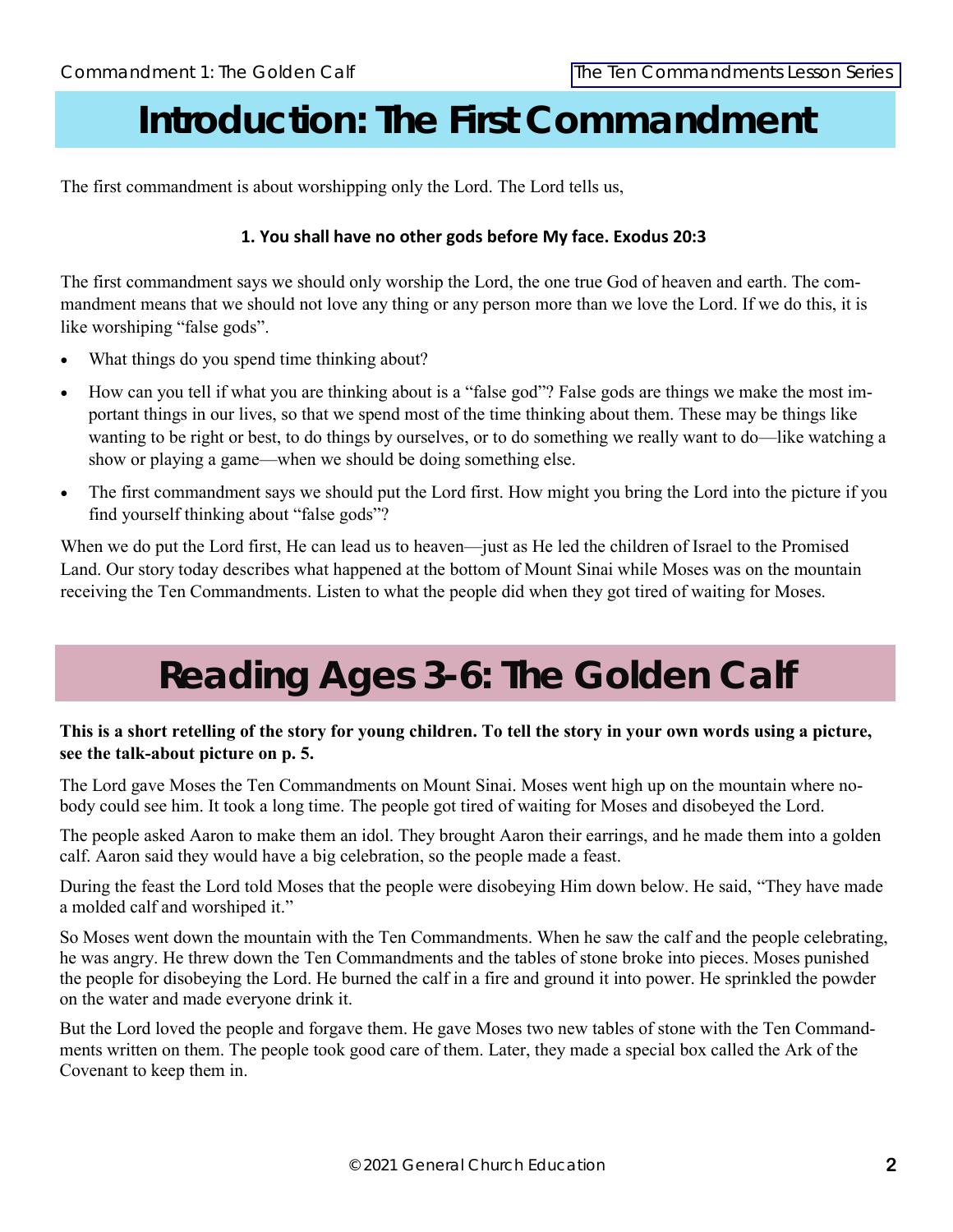# Introduction: The First Commandment

The first commandment is about worshipping only the Lord. The Lord tells us,

**1. You shall have no other gods before My face. Exodus 20:3**

The first commandment says we should only worship the Lord, the one true God of heaven and earth. The commandment means that we should not love any thing or any person more than we love the Lord. If we do this, it is like worshiping "false gods".

- What things do you spend time thinking about?
- How can you tell if what you are thinking about is a "false god"? False gods are things we make the most important things in our lives, so that we spend most of the time thinking about them. These may be things like wanting to be right or best, to do things by ourselves, or to do something we really want to do—like watching a show or playing a game—when we should be doing something else.
- The first commandment says we should put the Lord first. How might you bring the Lord into the picture if you find yourself thinking about "false gods"?

When we do put the Lord first, He can lead us to heaven—just as He led the children of Israel to the Promised Land. Our story today describes what happened at the bottom of Mount Sinai while Moses was on the mountain receiving the Ten Commandments. Listen to what the people did when they got tired of waiting for Moses.

# Reading Ages 3-6: The Golden Calf

**This is a short retelling of the story for young children. To tell the story in your own words using a picture, see the talk-about picture on p. 5.**

The Lord gave Moses the Ten Commandments on Mount Sinai. Moses went high up on the mountain where nobody could see him. It took a long time. The people got tired of waiting for Moses and disobeyed the Lord.

The people asked Aaron to make them an idol. They brought Aaron their earrings, and he made them into a golden calf. Aaron said they would have a big celebration, so the people made a feast.

During the feast the Lord told Moses that the people were disobeying Him down below. He said, "They have made a molded calf and worshiped it."

So Moses went down the mountain with the Ten Commandments. When he saw the calf and the people celebrating, he was angry. He threw down the Ten Commandments and the tables of stone broke into pieces. Moses punished the people for disobeying the Lord. He burned the calf in a fire and ground it into power. He sprinkled the powder on the water and made everyone drink it.

But the Lord loved the people and forgave them. He gave Moses two new tables of stone with the Ten Commandments written on them. The people took good care of them. Later, they made a special box called the Ark of the Covenant to keep them in.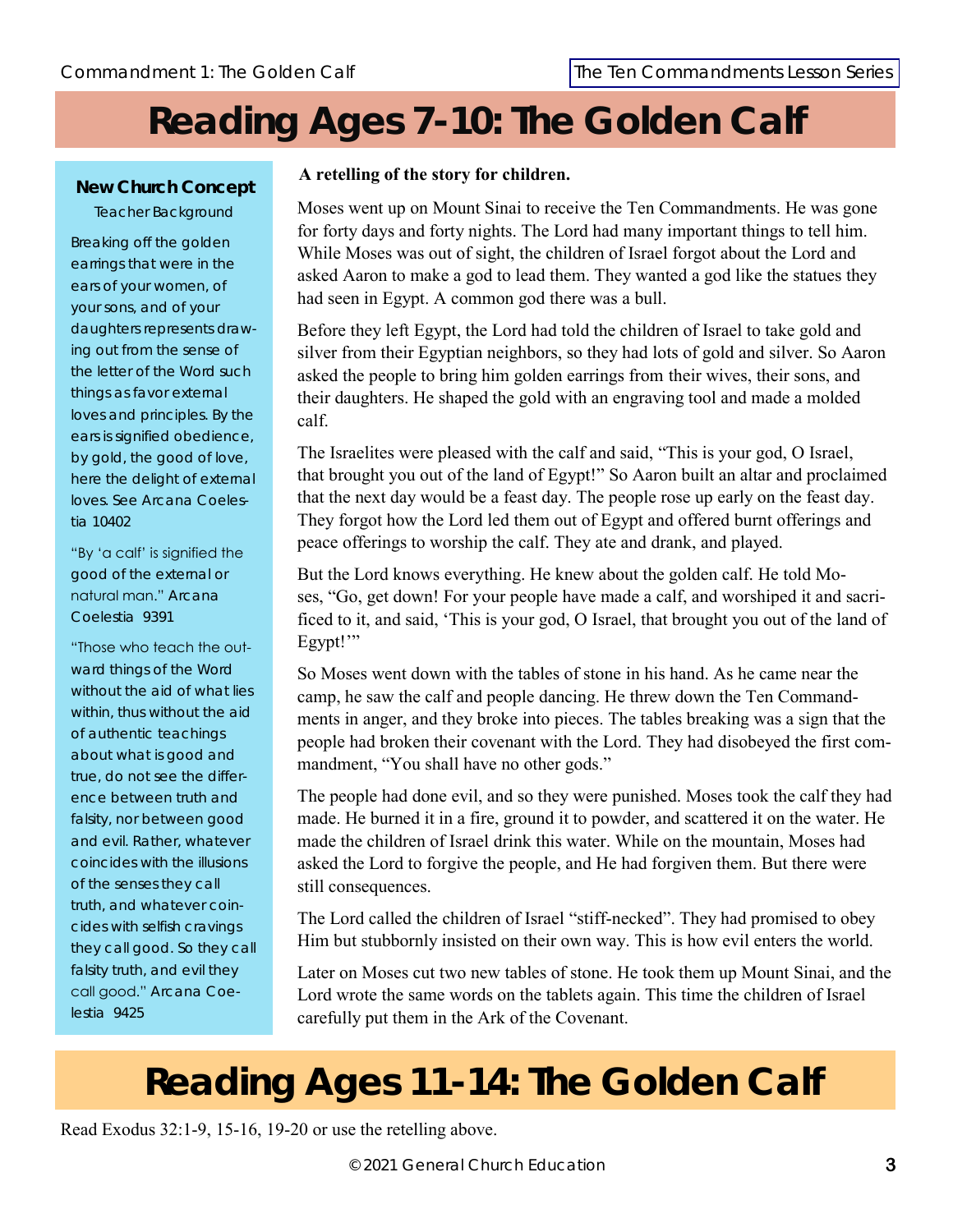# Reading Ages 7-10: The Golden Calf

**New Church Concept**

Teacher Background

Breaking off the golden earrings that were in the ears of your women, of your sons, and of your daughters represents drawing out from the sense of the letter of the Word such things as favor external loves and principles. By the ears is signified obedience, by gold, the good of love, here the delight of external loves. See Arcana Coelestia 10402

"By 'a calf' is signified the good of the external or natural man." Arcana Coelestia 9391

"Those who teach the outward things of the Word without the aid of what lies within, thus without the aid of authentic teachings about what is good and true, do not see the difference between truth and falsity, nor between good and evil. Rather, whatever coincides with the illusions of the senses they call truth, and whatever coincides with selfish cravings they call good. So they call falsity truth, and evil they call good." Arcana Coelestia 9425

**A retelling of the story for children.**

Moses went up on Mount Sinai to receive the Ten Commandments. He was gone for forty days and forty nights. The Lord had many important things to tell him. While Moses was out of sight, the children of Israel forgot about the Lord and asked Aaron to make a god to lead them. They wanted a god like the statues they had seen in Egypt. A common god there was a bull.

Before they left Egypt, the Lord had told the children of Israel to take gold and silver from their Egyptian neighbors, so they had lots of gold and silver. So Aaron asked the people to bring him golden earrings from their wives, their sons, and their daughters. He shaped the gold with an engraving tool and made a molded calf.

The Israelites were pleased with the calf and said, "This is your god, O Israel, that brought you out of the land of Egypt!" So Aaron built an altar and proclaimed that the next day would be a feast day. The people rose up early on the feast day. They forgot how the Lord led them out of Egypt and offered burnt offerings and peace offerings to worship the calf. They ate and drank, and played.

But the Lord knows everything. He knew about the golden calf. He told Moses, "Go, get down! For your people have made a calf, and worshiped it and sacrificed to it, and said, 'This is your god, O Israel, that brought you out of the land of Egypt!'"

So Moses went down with the tables of stone in his hand. As he came near the camp, he saw the calf and people dancing. He threw down the Ten Commandments in anger, and they broke into pieces. The tables breaking was a sign that the people had broken their covenant with the Lord. They had disobeyed the first commandment, "You shall have no other gods."

The people had done evil, and so they were punished. Moses took the calf they had made. He burned it in a fire, ground it to powder, and scattered it on the water. He made the children of Israel drink this water. While on the mountain, Moses had asked the Lord to forgive the people, and He had forgiven them. But there were still consequences.

The Lord called the children of Israel "stiff-necked". They had promised to obey Him but stubbornly insisted on their own way. This is how evil enters the world.

Later on Moses cut two new tables of stone. He took them up Mount Sinai, and the Lord wrote the same words on the tablets again. This time the children of Israel carefully put them in the Ark of the Covenant.

# Reading Ages 11-14: The Golden Calf

Read Exodus 32:1-9, 15-16, 19-20 or use the retelling above.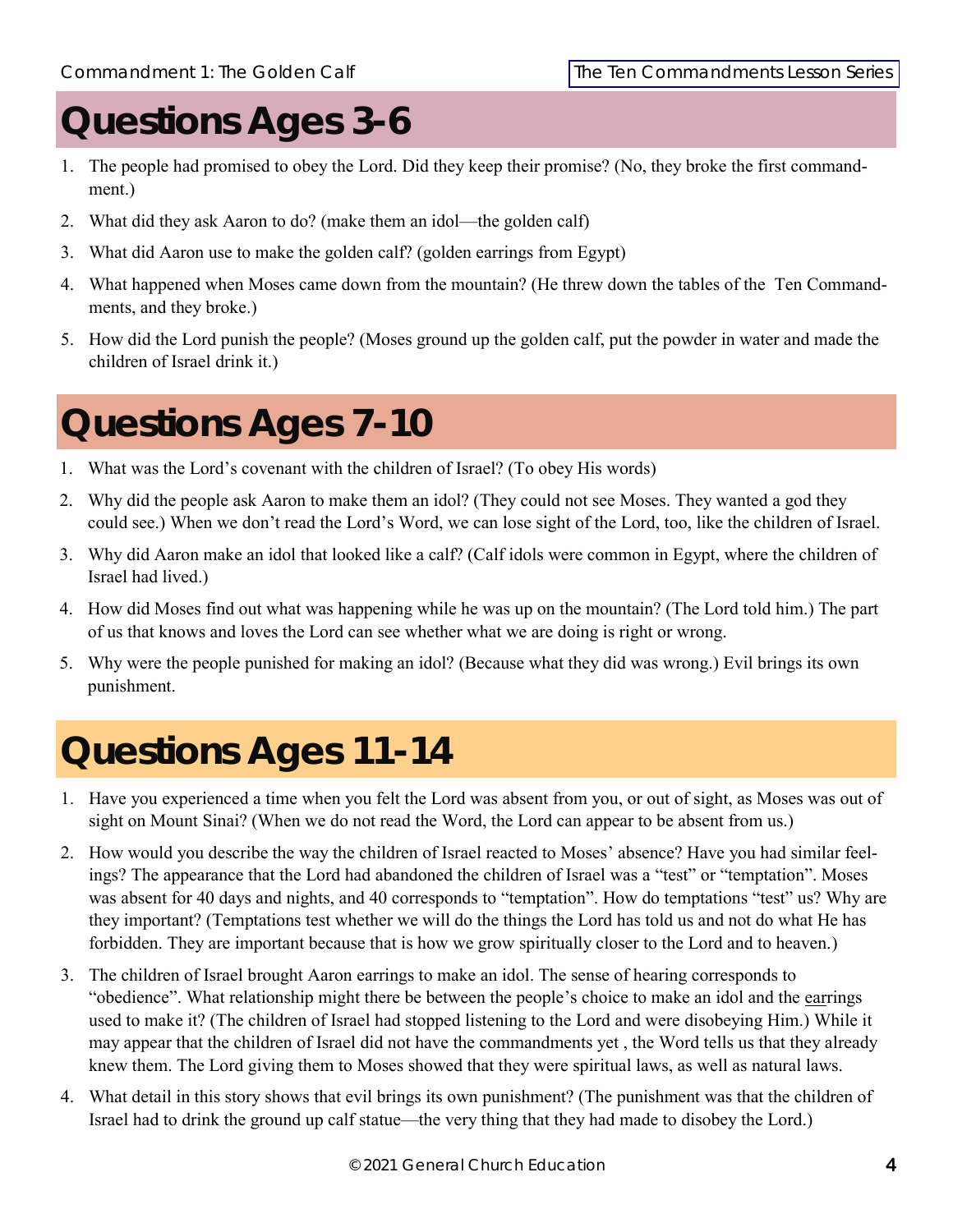# Questions Ages 3-6

1. The people had promised to obey the Lord. Did they keep their promise? (No, they broke the first commandment.)
2. What did they ask Aaron to do? (make them an idol—the golden calf)
3. What did Aaron use to make the golden calf? (golden earrings from Egypt)
4. What happened when Moses came down from the mountain? (He threw down the tables of the Ten Commandments, and they broke.)
5. How did the Lord punish the people? (Moses ground up the golden calf, put the powder in water and made the children of Israel drink it.)

# Questions Ages 7-10

1. What was the Lord's covenant with the children of Israel? (To obey His words)
2. Why did the people ask Aaron to make them an idol? (They could not see Moses. They wanted a god they could see.) When we don't read the Lord's Word, we can lose sight of the Lord, too, like the children of Israel.
3. Why did Aaron make an idol that looked like a calf? (Calf idols were common in Egypt, where the children of Israel had lived.)
4. How did Moses find out what was happening while he was up on the mountain? (The Lord told him.) The part of us that knows and loves the Lord can see whether what we are doing is right or wrong.
5. Why were the people punished for making an idol? (Because what they did was wrong.) Evil brings its own punishment.

# Questions Ages 11-14

1. Have you experienced a time when you felt the Lord was absent from you, or out of sight, as Moses was out of sight on Mount Sinai? (When we do not read the Word, the Lord can appear to be absent from us.)
2. How would you describe the way the children of Israel reacted to Moses' absence? Have you had similar feelings? The appearance that the Lord had abandoned the children of Israel was a "test" or "temptation". Moses was absent for 40 days and nights, and 40 corresponds to "temptation". How do temptations "test" us? Why are they important? (Temptations test whether we will do the things the Lord has told us and not do what He has forbidden. They are important because that is how we grow spiritually closer to the Lord and to heaven.)
3. The children of Israel brought Aaron earrings to make an idol. The sense of hearing corresponds to "obedience". What relationship might there be between the people's choice to make an idol and the earrings used to make it? (The children of Israel had stopped listening to the Lord and were disobeying Him.) While it may appear that the children of Israel did not have the commandments yet , the Word tells us that they already knew them. The Lord giving them to Moses showed that they were spiritual laws, as well as natural laws.
4. What detail in this story shows that evil brings its own punishment? (The punishment was that the children of Israel had to drink the ground up calf statue—the very thing that they had made to disobey the Lord.)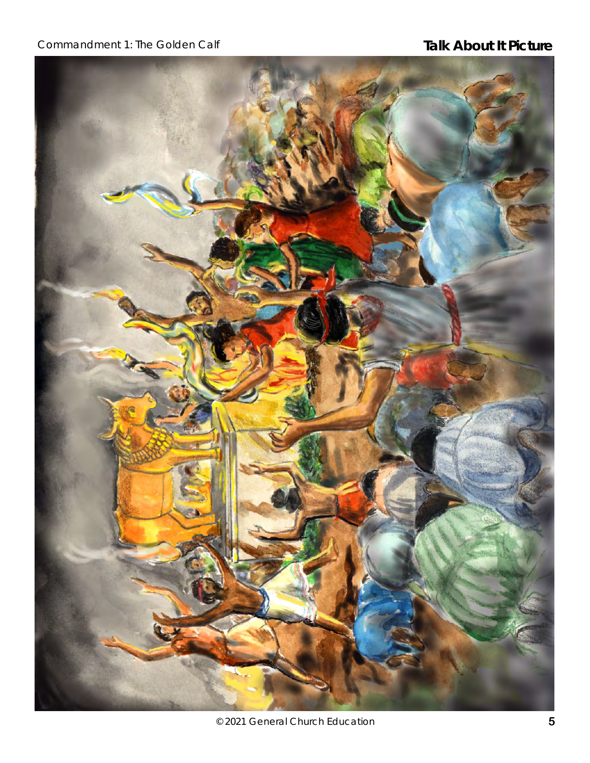Commandment 1: The Golden Calf

**Talk About It Picture**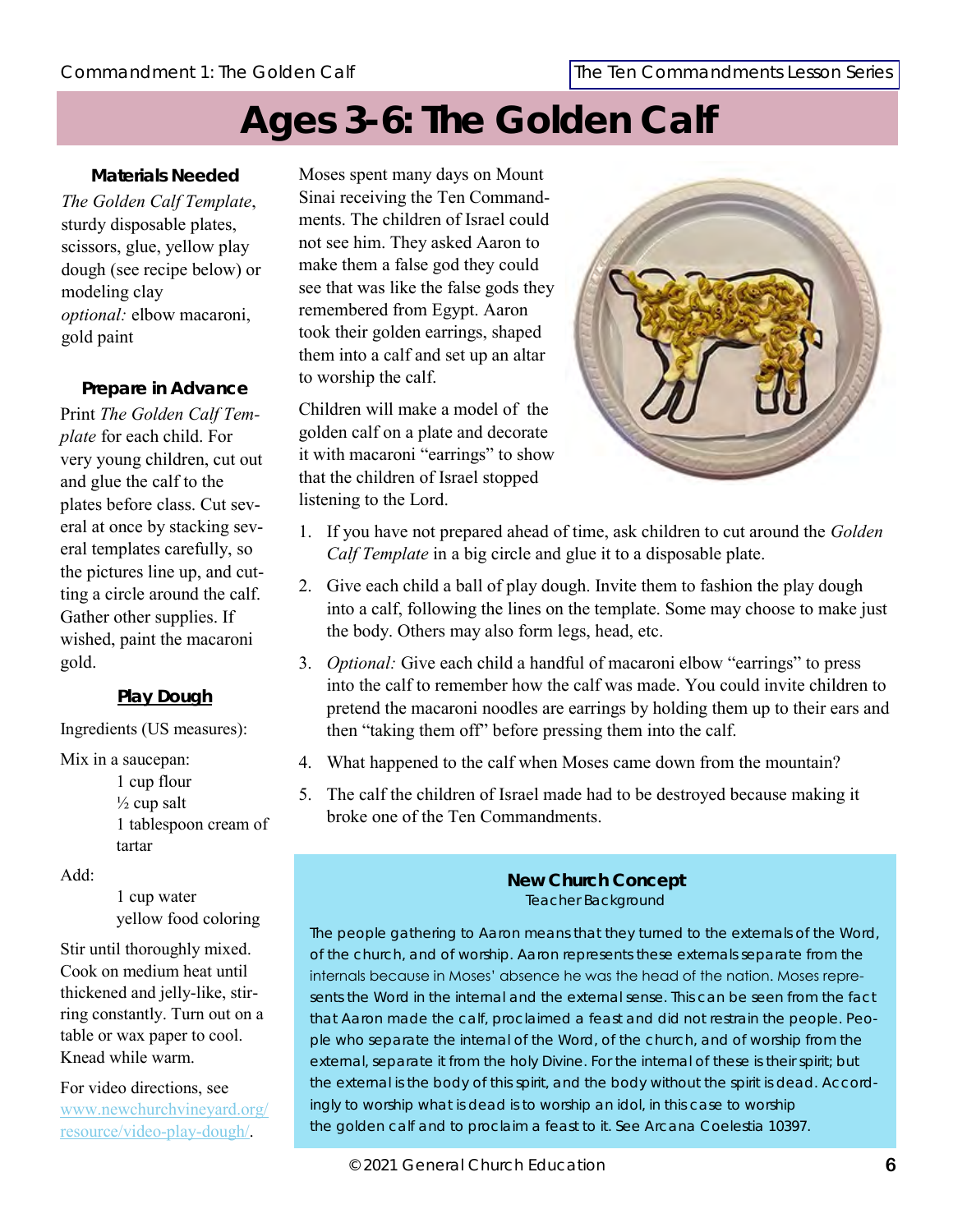# Ages 3-6: The Golden Calf

### Materials Needed

*The Golden Calf Template*, sturdy disposable plates, scissors, glue, yellow play dough (see recipe below) or modeling clay
*optional:* elbow macaroni, gold paint

### Prepare in Advance

Print *The Golden Calf Template* for each child. For very young children, cut out and glue the calf to the plates before class. Cut several at once by stacking several templates carefully, so the pictures line up, and cutting a circle around the calf. Gather other supplies. If wished, paint the macaroni gold.

### Play Dough

Ingredients (US measures):

Mix in a saucepan:

- 1 cup flour
- ½ cup salt
- 1 tablespoon cream of tartar

Add:

- 1 cup water
- yellow food coloring

Stir until thoroughly mixed. Cook on medium heat until thickened and jelly-like, stirring constantly. Turn out on a table or wax paper to cool. Knead while warm.

For video directions, see www.newchurchvineyard.org/resource/video-play-dough/.

Moses spent many days on Mount Sinai receiving the Ten Commandments. The children of Israel could not see him. They asked Aaron to make them a false god they could see that was like the false gods they remembered from Egypt. Aaron took their golden earrings, shaped them into a calf and set up an altar to worship the calf.

Children will make a model of the golden calf on a plate and decorate it with macaroni "earrings" to show that the children of Israel stopped listening to the Lord.

1. If you have not prepared ahead of time, ask children to cut around the *Golden Calf Template* in a big circle and glue it to a disposable plate.
2. Give each child a ball of play dough. Invite them to fashion the play dough into a calf, following the lines on the template. Some may choose to make just the body. Others may also form legs, head, etc.
3. *Optional:* Give each child a handful of macaroni elbow "earrings" to press into the calf to remember how the calf was made. You could invite children to pretend the macaroni noodles are earrings by holding them up to their ears and then "taking them off" before pressing them into the calf.
4. What happened to the calf when Moses came down from the mountain?
5. The calf the children of Israel made had to be destroyed because making it broke one of the Ten Commandments.

### New Church Concept

Teacher Background

The people gathering to Aaron means that they turned to the externals of the Word, of the church, and of worship. Aaron represents these externals separate from the internals because in Moses' absence he was the head of the nation. Moses represents the Word in the internal and the external sense. This can be seen from the fact that Aaron made the calf, proclaimed a feast and did not restrain the people. People who separate the internal of the Word, of the church, and of worship from the external, separate it from the holy Divine. For the internal of these is their spirit; but the external is the body of this spirit, and the body without the spirit is dead. Accordingly to worship what is dead is to worship an idol, in this case to worship the golden calf and to proclaim a feast to it. See Arcana Coelestia 10397.

© 2021 General Church Education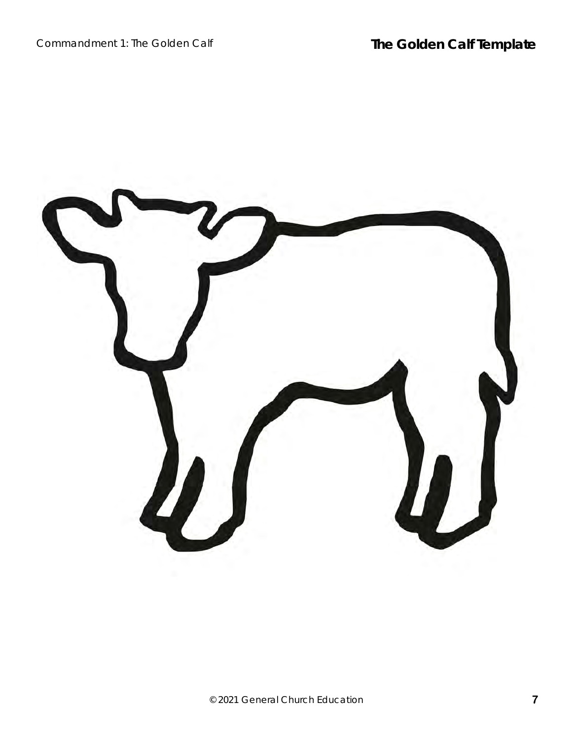# The Golden Calf Template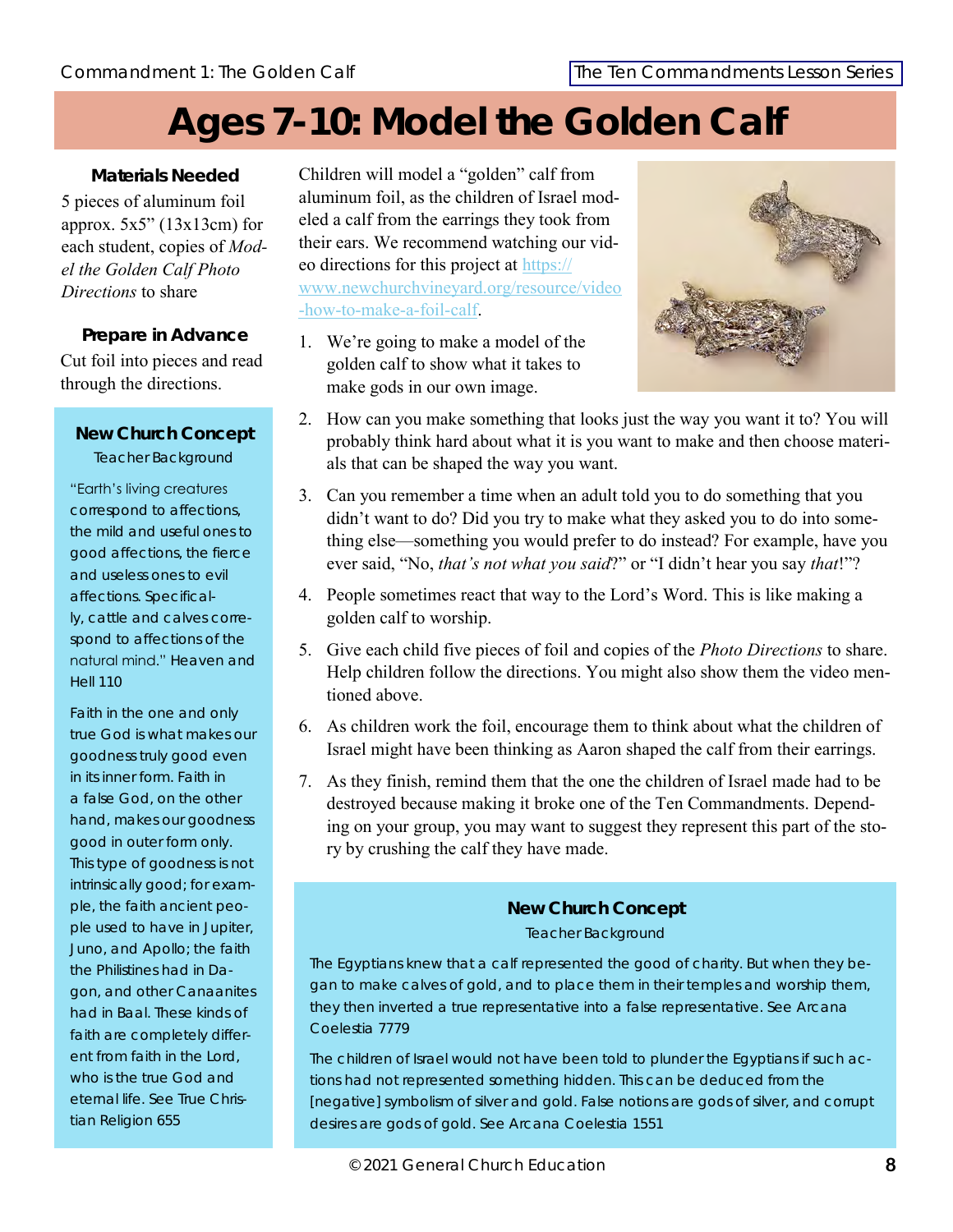# Ages 7-10: Model the Golden Calf

### Materials Needed

5 pieces of aluminum foil approx. 5x5" (13x13cm) for each student, copies of *Model the Golden Calf Photo Directions* to share

### Prepare in Advance

Cut foil into pieces and read through the directions.

Children will model a "golden" calf from aluminum foil, as the children of Israel modeled a calf from the earrings they took from their ears. We recommend watching our video directions for this project at https://www.newchurchvineyard.org/resource/video-how-to-make-a-foil-calf.

1. We're going to make a model of the golden calf to show what it takes to make gods in our own image.
2. How can you make something that looks just the way you want it to? You will probably think hard about what it is you want to make and then choose materials that can be shaped the way you want.
3. Can you remember a time when an adult told you to do something that you didn't want to do? Did you try to make what they asked you to do into something else—something you would prefer to do instead? For example, have you ever said, "No, *that's not what you said*?" or "I didn't hear you say *that*!"?
4. People sometimes react that way to the Lord's Word. This is like making a golden calf to worship.
5. Give each child five pieces of foil and copies of the *Photo Directions* to share. Help children follow the directions. You might also show them the video mentioned above.
6. As children work the foil, encourage them to think about what the children of Israel might have been thinking as Aaron shaped the calf from their earrings.
7. As they finish, remind them that the one the children of Israel made had to be destroyed because making it broke one of the Ten Commandments. Depending on your group, you may want to suggest they represent this part of the story by crushing the calf they have made.

### New Church Concept

Teacher Background

"Earth's living creatures correspond to affections, the mild and useful ones to good affections, the fierce and useless ones to evil affections. Specifically, cattle and calves correspond to affections of the natural mind." Heaven and Hell 110

Faith in the one and only true God is what makes our goodness truly good even in its inner form. Faith in a false God, on the other hand, makes our goodness good in outer form only. This type of goodness is not intrinsically good; for example, the faith ancient people used to have in Jupiter, Juno, and Apollo; the faith the Philistines had in Dagon, and other Canaanites had in Baal. These kinds of faith are completely different from faith in the Lord, who is the true God and eternal life. See True Christian Religion 655

### New Church Concept

Teacher Background

The Egyptians knew that a calf represented the good of charity. But when they began to make calves of gold, and to place them in their temples and worship them, they then inverted a true representative into a false representative. See Arcana Coelestia 7779

The children of Israel would not have been told to plunder the Egyptians if such actions had not represented something hidden. This can be deduced from the [negative] symbolism of silver and gold. False notions are gods of silver, and corrupt desires are gods of gold. See Arcana Coelestia 1551

© 2021 General Church Education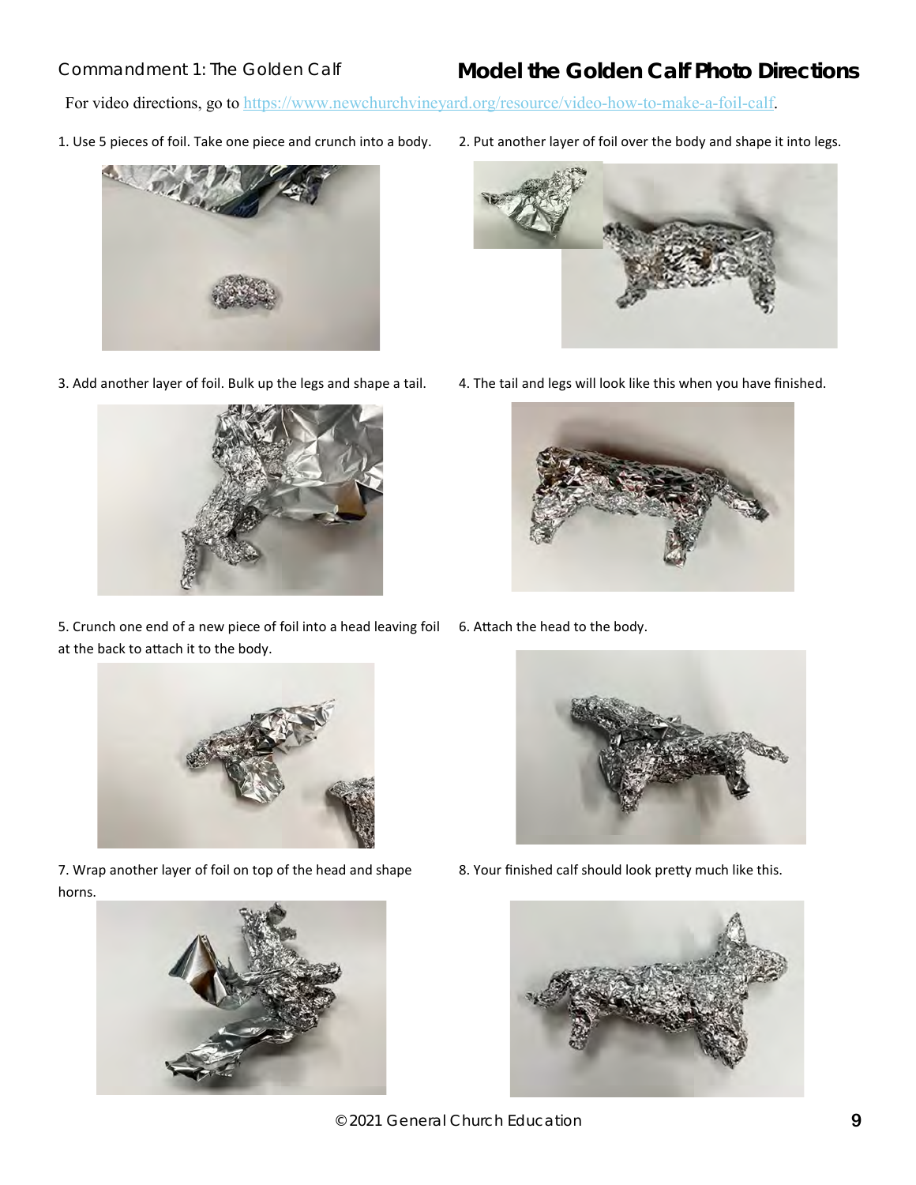Commandment 1: The Golden Calf

# Model the Golden Calf Photo Directions

For video directions, go to https://www.newchurchvineyard.org/resource/video-how-to-make-a-foil-calf.

1. Use 5 pieces of foil. Take one piece and crunch into a body.

2. Put another layer of foil over the body and shape it into legs.

3. Add another layer of foil. Bulk up the legs and shape a tail.

4. The tail and legs will look like this when you have finished.

5. Crunch one end of a new piece of foil into a head leaving foil at the back to attach it to the body.

6. Attach the head to the body.

7. Wrap another layer of foil on top of the head and shape horns.

8. Your finished calf should look pretty much like this.

© 2021 General Church Education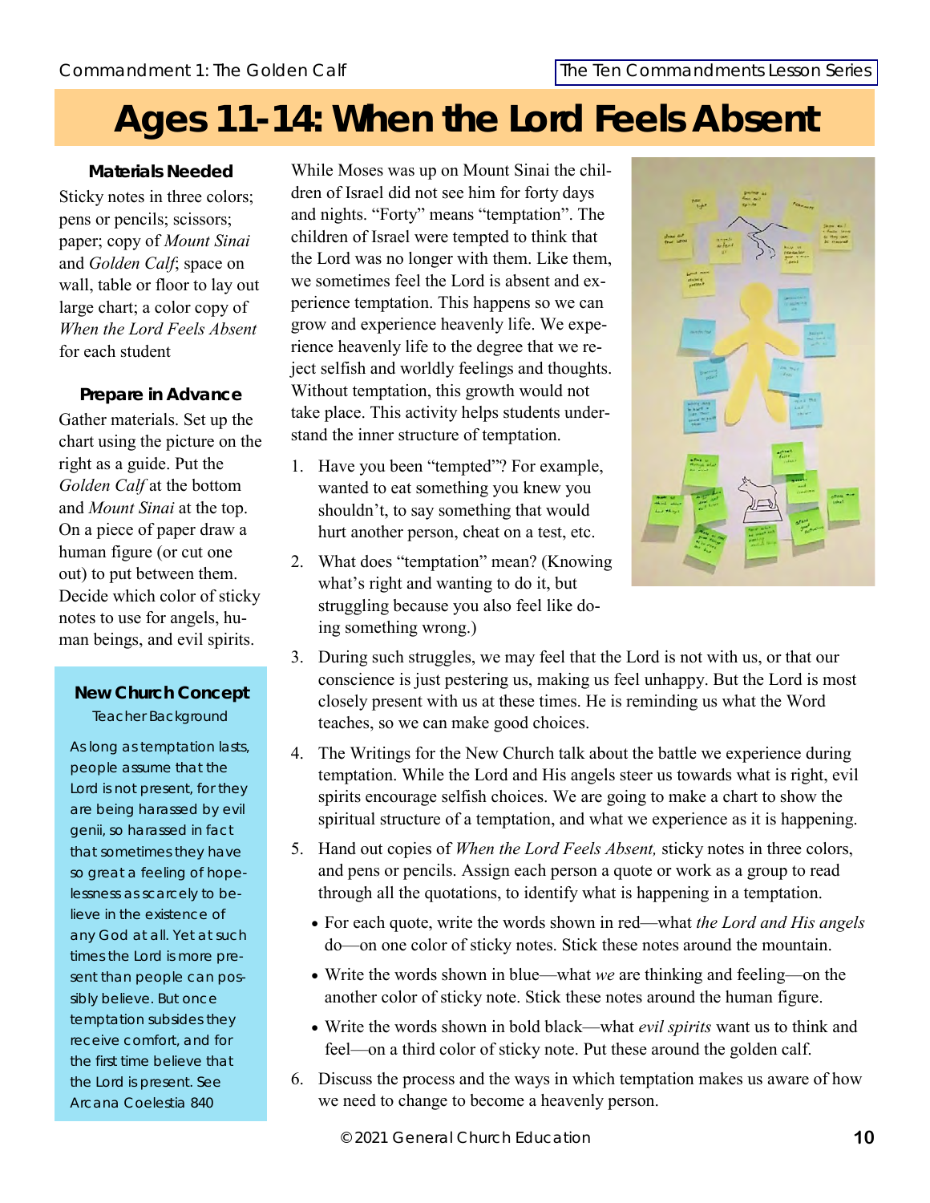# Ages 11-14: When the Lord Feels Absent

**Materials Needed**

Sticky notes in three colors; pens or pencils; scissors; paper; copy of *Mount Sinai* and *Golden Calf*; space on wall, table or floor to lay out large chart; a color copy of *When the Lord Feels Absent* for each student

**Prepare in Advance**

Gather materials. Set up the chart using the picture on the right as a guide. Put the *Golden Calf* at the bottom and *Mount Sinai* at the top. On a piece of paper draw a human figure (or cut one out) to put between them. Decide which color of sticky notes to use for angels, human beings, and evil spirits.

**New Church Concept**

Teacher Background

As long as temptation lasts, people assume that the Lord is not present, for they are being harassed by evil genii, so harassed in fact that sometimes they have so great a feeling of hopelessness as scarcely to believe in the existence of any God at all. Yet at such times the Lord is more present than people can possibly believe. But once temptation subsides they receive comfort, and for the first time believe that the Lord is present. See Arcana Coelestia 840

While Moses was up on Mount Sinai the children of Israel did not see him for forty days and nights. "Forty" means "temptation". The children of Israel were tempted to think that the Lord was no longer with them. Like them, we sometimes feel the Lord is absent and experience temptation. This happens so we can grow and experience heavenly life. We experience heavenly life to the degree that we reject selfish and worldly feelings and thoughts. Without temptation, this growth would not take place. This activity helps students understand the inner structure of temptation.

1. Have you been "tempted"? For example, wanted to eat something you knew you shouldn't, to say something that would hurt another person, cheat on a test, etc.
2. What does "temptation" mean? (Knowing what's right and wanting to do it, but struggling because you also feel like doing something wrong.)
3. During such struggles, we may feel that the Lord is not with us, or that our conscience is just pestering us, making us feel unhappy. But the Lord is most closely present with us at these times. He is reminding us what the Word teaches, so we can make good choices.
4. The Writings for the New Church talk about the battle we experience during temptation. While the Lord and His angels steer us towards what is right, evil spirits encourage selfish choices. We are going to make a chart to show the spiritual structure of a temptation, and what we experience as it is happening.
5. Hand out copies of *When the Lord Feels Absent,* sticky notes in three colors, and pens or pencils. Assign each person a quote or work as a group to read through all the quotations, to identify what is happening in a temptation.
   - For each quote, write the words shown in red—what *the Lord and His angels* do—on one color of sticky notes. Stick these notes around the mountain.
   - Write the words shown in blue—what *we* are thinking and feeling—on the another color of sticky note. Stick these notes around the human figure.
   - Write the words shown in bold black—what *evil spirits* want us to think and feel—on a third color of sticky note. Put these around the golden calf.
6. Discuss the process and the ways in which temptation makes us aware of how we need to change to become a heavenly person.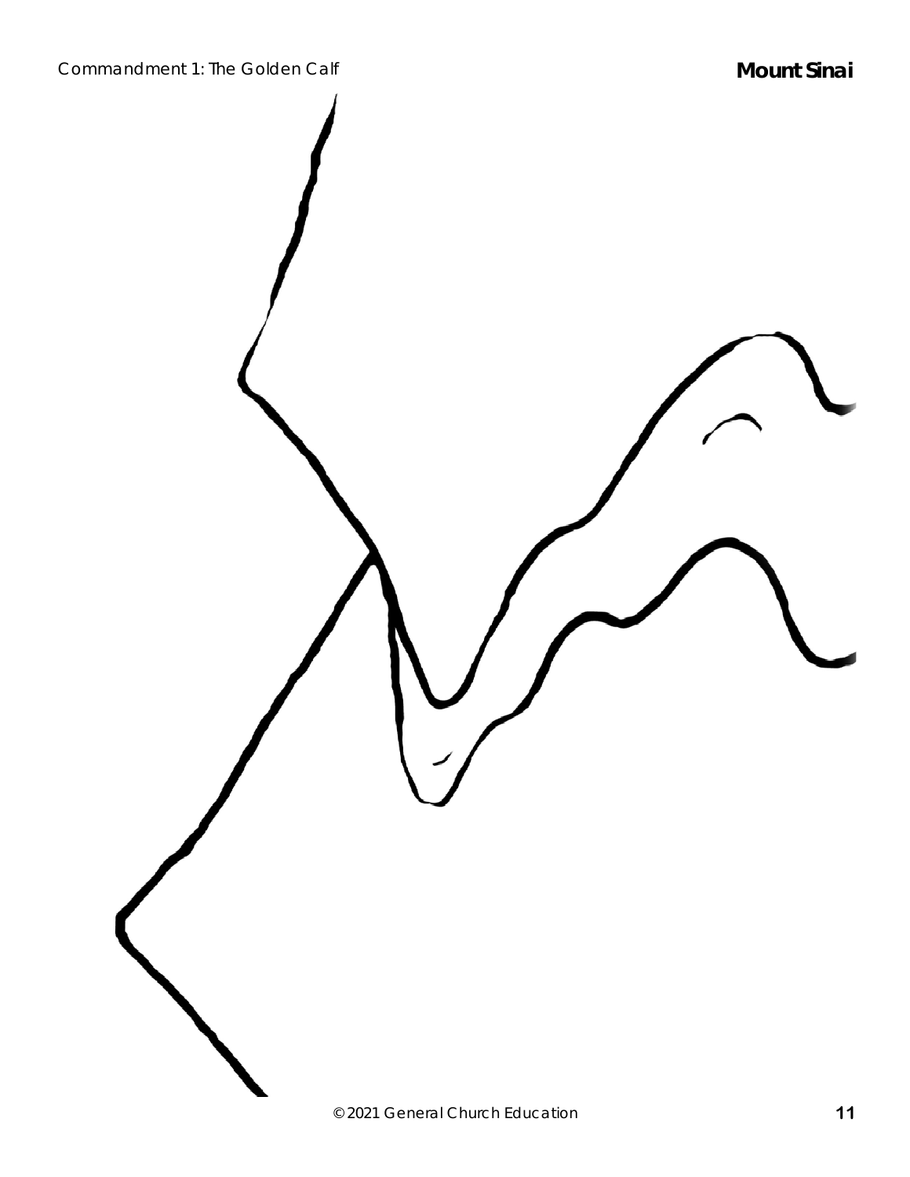# Mount Sinai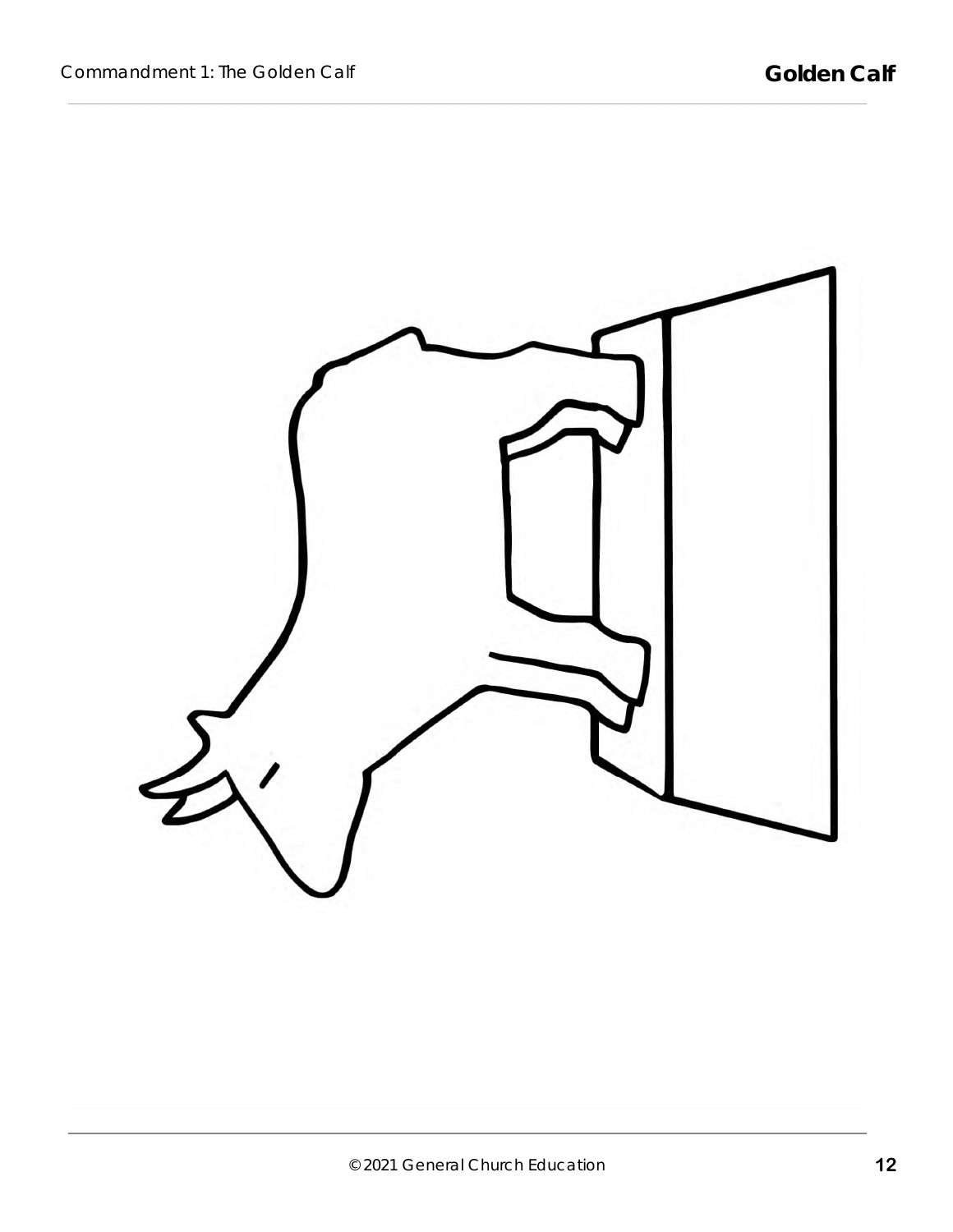# Golden Calf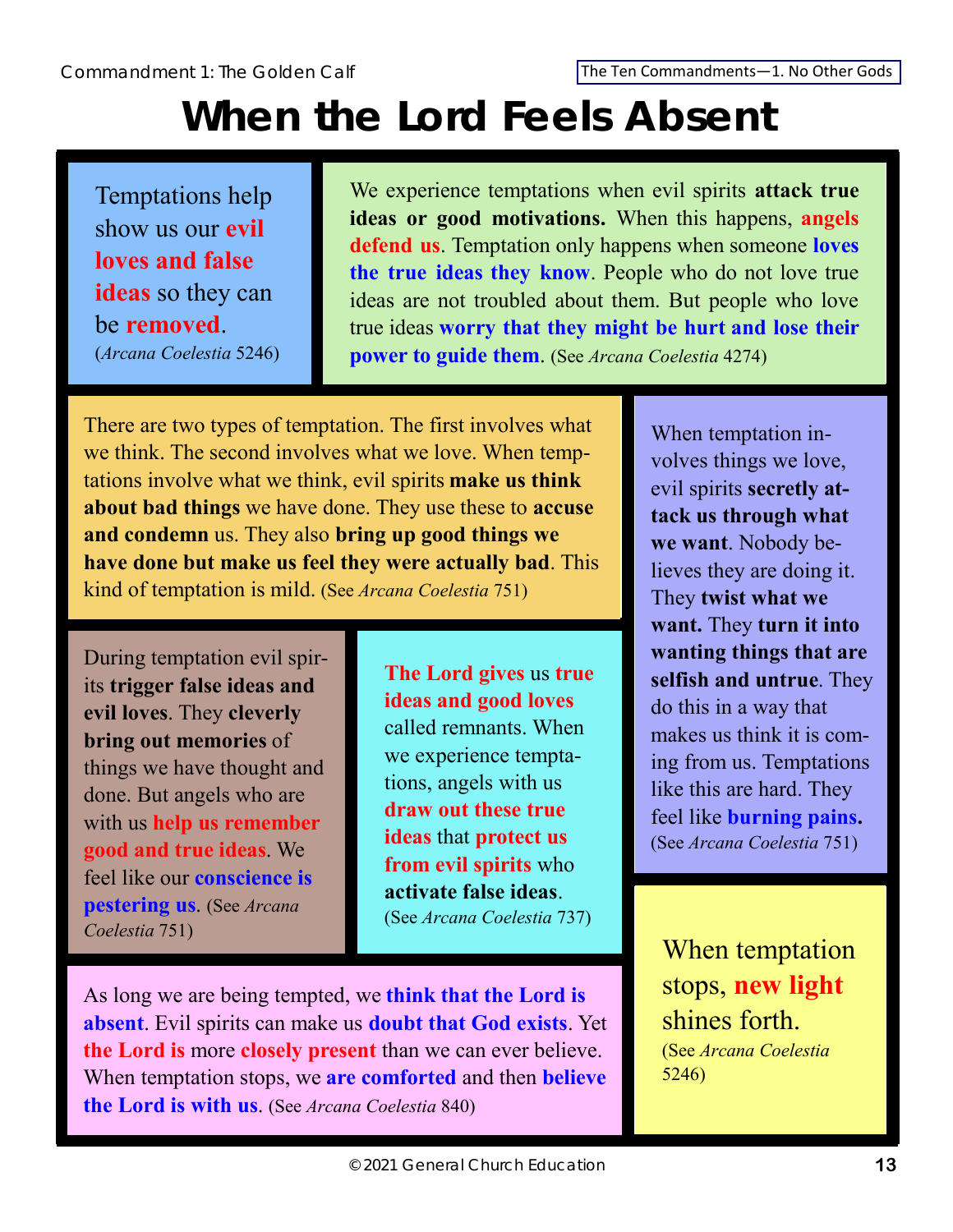# When the Lord Feels Absent

Temptations help show us our **evil loves and false ideas** so they can be **removed**. (*Arcana Coelestia* 5246)

We experience temptations when evil spirits **attack true ideas or good motivations.** When this happens, **angels defend us**. Temptation only happens when someone **loves the true ideas they know**. People who do not love true ideas are not troubled about them. But people who love true ideas **worry that they might be hurt and lose their power to guide them**. (See *Arcana Coelestia* 4274)

There are two types of temptation. The first involves what we think. The second involves what we love. When temptations involve what we think, evil spirits **make us think about bad things** we have done. They use these to **accuse and condemn** us. They also **bring up good things we have done but make us feel they were actually bad**. This kind of temptation is mild. (See *Arcana Coelestia* 751)

When temptation involves things we love, evil spirits **secretly attack us through what we want**. Nobody believes they are doing it. They **twist what we want.** They **turn it into wanting things that are selfish and untrue**. They do this in a way that makes us think it is coming from us. Temptations like this are hard. They feel like **burning pains.** (See *Arcana Coelestia* 751)

During temptation evil spirits **trigger false ideas and evil loves**. They **cleverly bring out memories** of things we have thought and done. But angels who are with us **help us remember good and true ideas**. We feel like our **conscience is pestering us**. (See *Arcana Coelestia* 751)

**The Lord gives** us **true ideas and good loves** called remnants. When we experience temptations, angels with us **draw out these true ideas** that **protect us from evil spirits** who **activate false ideas**. (See *Arcana Coelestia* 737)

As long we are being tempted, we **think that the Lord is absent**. Evil spirits can make us **doubt that God exists**. Yet **the Lord is** more **closely present** than we can ever believe. When temptation stops, we **are comforted** and then **believe the Lord is with us**. (See *Arcana Coelestia* 840)

When temptation stops, **new light** shines forth. (See *Arcana Coelestia* 5246)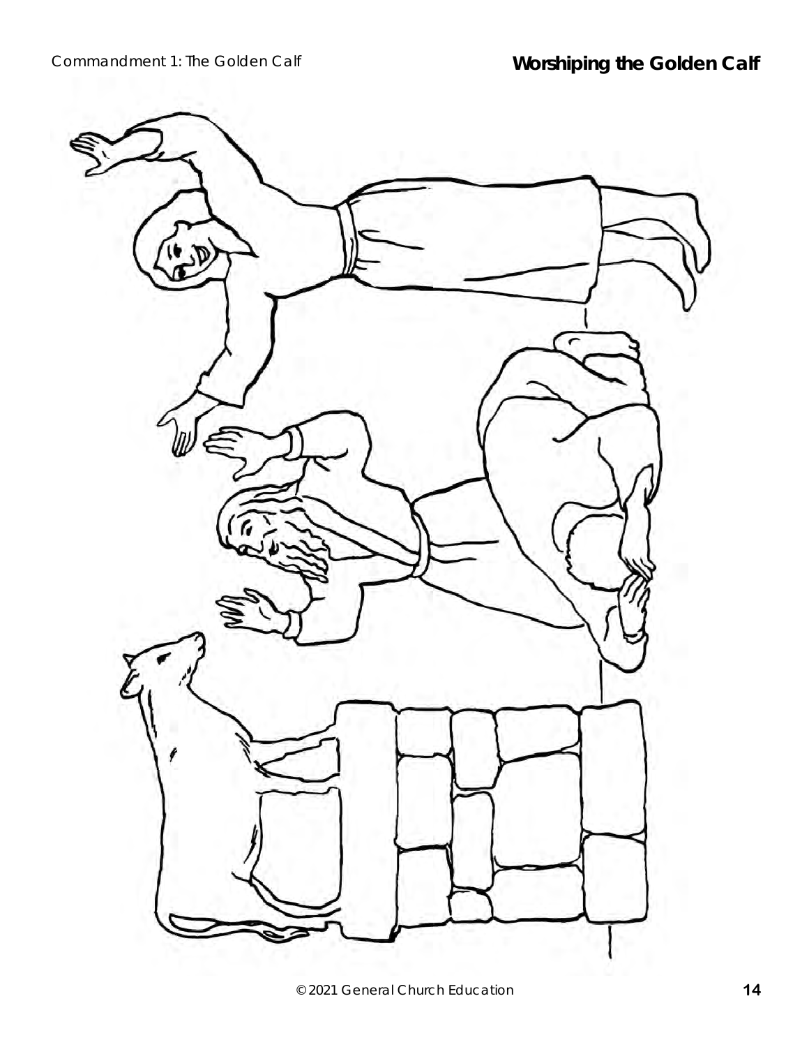# Worshiping the Golden Calf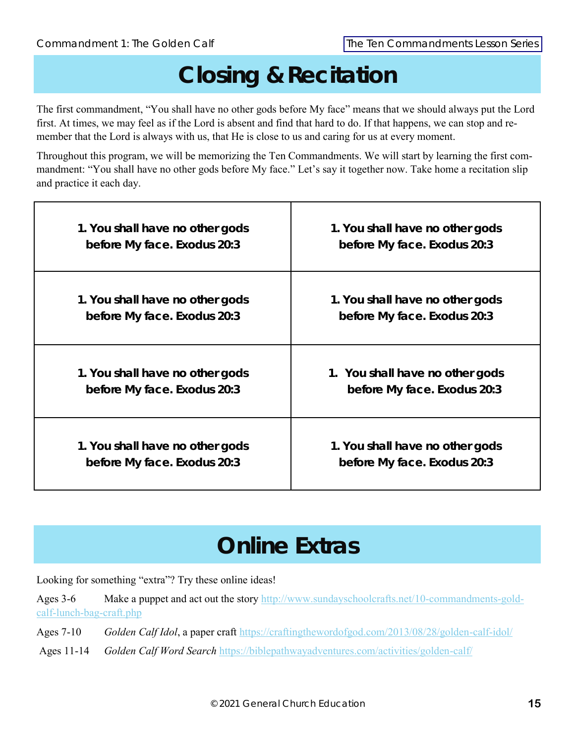# Closing & Recitation

The first commandment, "You shall have no other gods before My face" means that we should always put the Lord first. At times, we may feel as if the Lord is absent and find that hard to do. If that happens, we can stop and remember that the Lord is always with us, that He is close to us and caring for us at every moment.

Throughout this program, we will be memorizing the Ten Commandments. We will start by learning the first commandment: "You shall have no other gods before My face." Let's say it together now. Take home a recitation slip and practice it each day.

| | |
|---|---|
| **1. You shall have no other gods before My face. Exodus 20:3** | **1. You shall have no other gods before My face. Exodus 20:3** |
| **1. You shall have no other gods before My face. Exodus 20:3** | **1. You shall have no other gods before My face. Exodus 20:3** |
| **1. You shall have no other gods before My face. Exodus 20:3** | **1. You shall have no other gods before My face. Exodus 20:3** |
| **1. You shall have no other gods before My face. Exodus 20:3** | **1. You shall have no other gods before My face. Exodus 20:3** |

# Online Extras

Looking for something "extra"? Try these online ideas!

Ages 3-6 Make a puppet and act out the story http://www.sundayschoolcrafts.net/10-commandments-gold-calf-lunch-bag-craft.php

Ages 7-10 *Golden Calf Idol*, a paper craft https://craftingthewordofgod.com/2013/08/28/golden-calf-idol/

Ages 11-14 *Golden Calf Word Search* https://biblepathwayadventures.com/activities/golden-calf/

© 2021 General Church Education